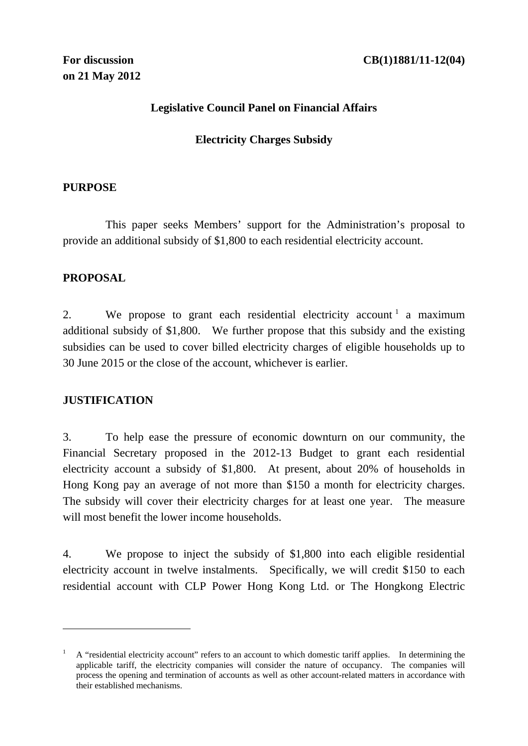**For discussion on 21 May 2012**

**CB(1)1881/11-12(04)**

**Legislative Council Panel on Financial Affairs**

**Electricity Charges Subsidy**

## PURPOSE

This paper seeks Members' support for the Administration's proposal to provide an additional subsidy of $1,800 to each residential electricity account.

## PROPOSAL

2. We propose to grant each residential electricity account[1] a maximum additional subsidy of $1,800. We further propose that this subsidy and the existing subsidies can be used to cover billed electricity charges of eligible households up to 30 June 2015 or the close of the account, whichever is earlier.

## JUSTIFICATION

3. To help ease the pressure of economic downturn on our community, the Financial Secretary proposed in the 2012-13 Budget to grant each residential electricity account a subsidy of $1,800. At present, about 20% of households in Hong Kong pay an average of not more than $150 a month for electricity charges. The subsidy will cover their electricity charges for at least one year. The measure will most benefit the lower income households.

4. We propose to inject the subsidy of $1,800 into each eligible residential electricity account in twelve instalments. Specifically, we will credit $150 to each residential account with CLP Power Hong Kong Ltd. or The Hongkong Electric

---

[1] A "residential electricity account" refers to an account to which domestic tariff applies. In determining the applicable tariff, the electricity companies will consider the nature of occupancy. The companies will process the opening and termination of accounts as well as other account-related matters in accordance with their established mechanisms.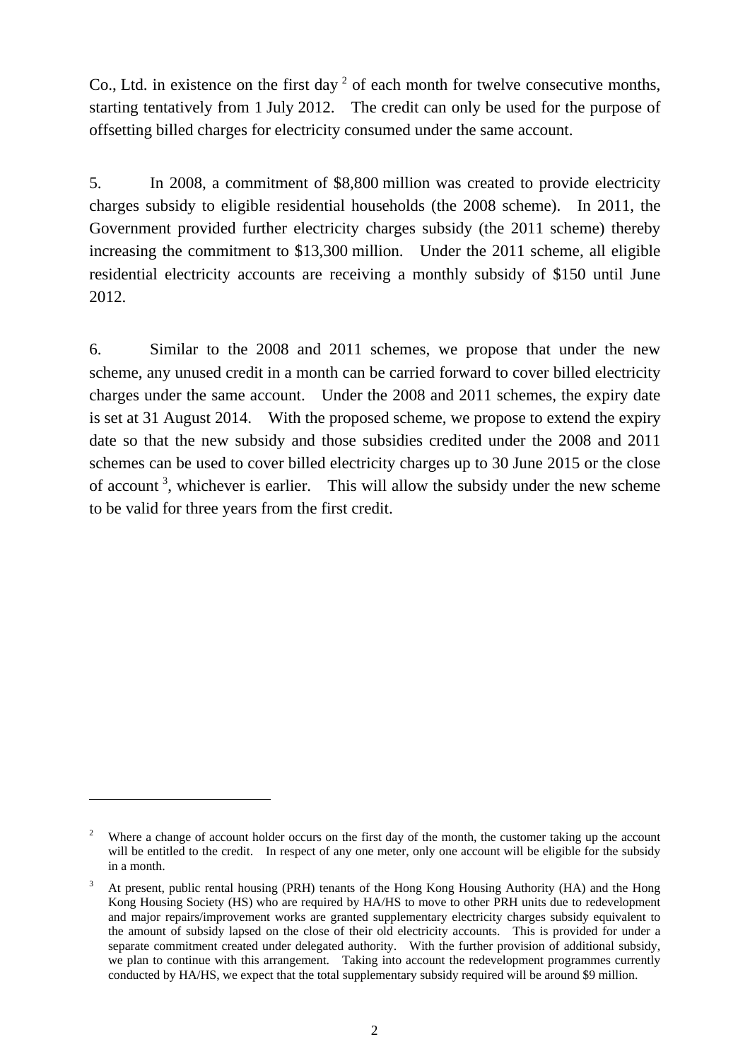Co., Ltd. in existence on the first day [2] of each month for twelve consecutive months, starting tentatively from 1 July 2012. The credit can only be used for the purpose of offsetting billed charges for electricity consumed under the same account.

5. In 2008, a commitment of $8,800 million was created to provide electricity charges subsidy to eligible residential households (the 2008 scheme). In 2011, the Government provided further electricity charges subsidy (the 2011 scheme) thereby increasing the commitment to $13,300 million. Under the 2011 scheme, all eligible residential electricity accounts are receiving a monthly subsidy of $150 until June 2012.

6. Similar to the 2008 and 2011 schemes, we propose that under the new scheme, any unused credit in a month can be carried forward to cover billed electricity charges under the same account. Under the 2008 and 2011 schemes, the expiry date is set at 31 August 2014. With the proposed scheme, we propose to extend the expiry date so that the new subsidy and those subsidies credited under the 2008 and 2011 schemes can be used to cover billed electricity charges up to 30 June 2015 or the close of account [3], whichever is earlier. This will allow the subsidy under the new scheme to be valid for three years from the first credit.

---

[2] Where a change of account holder occurs on the first day of the month, the customer taking up the account will be entitled to the credit. In respect of any one meter, only one account will be eligible for the subsidy in a month.

[3] At present, public rental housing (PRH) tenants of the Hong Kong Housing Authority (HA) and the Hong Kong Housing Society (HS) who are required by HA/HS to move to other PRH units due to redevelopment and major repairs/improvement works are granted supplementary electricity charges subsidy equivalent to the amount of subsidy lapsed on the close of their old electricity accounts. This is provided for under a separate commitment created under delegated authority. With the further provision of additional subsidy, we plan to continue with this arrangement. Taking into account the redevelopment programmes currently conducted by HA/HS, we expect that the total supplementary subsidy required will be around $9 million.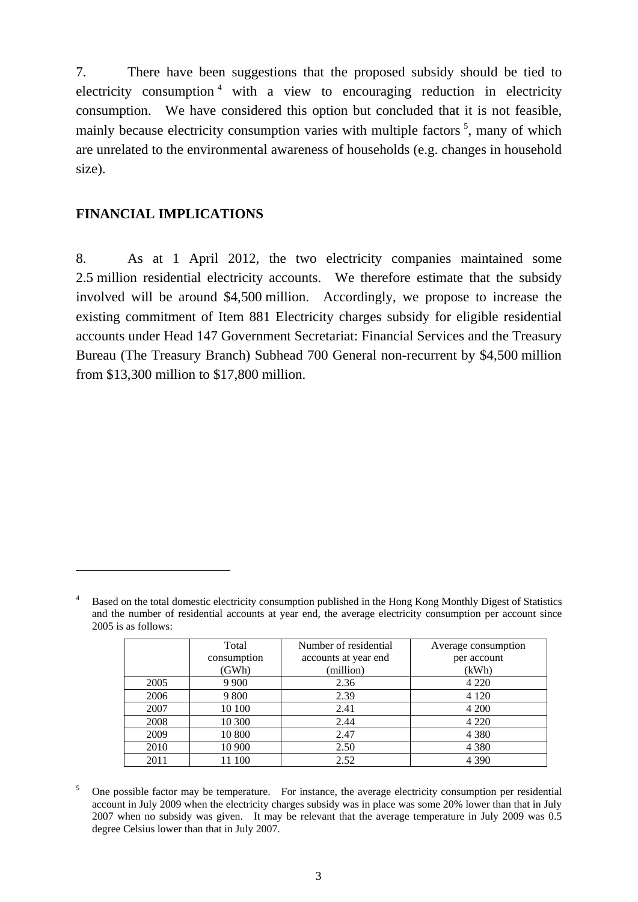7. There have been suggestions that the proposed subsidy should be tied to electricity consumption [4] with a view to encouraging reduction in electricity consumption. We have considered this option but concluded that it is not feasible, mainly because electricity consumption varies with multiple factors [5], many of which are unrelated to the environmental awareness of households (e.g. changes in household size).

## FINANCIAL IMPLICATIONS

8. As at 1 April 2012, the two electricity companies maintained some 2.5 million residential electricity accounts. We therefore estimate that the subsidy involved will be around $4,500 million. Accordingly, we propose to increase the existing commitment of Item 881 Electricity charges subsidy for eligible residential accounts under Head 147 Government Secretariat: Financial Services and the Treasury Bureau (The Treasury Branch) Subhead 700 General non-recurrent by $4,500 million from $13,300 million to $17,800 million.

---

[4] Based on the total domestic electricity consumption published in the Hong Kong Monthly Digest of Statistics and the number of residential accounts at year end, the average electricity consumption per account since 2005 is as follows:

| | Total consumption (GWh) | Number of residential accounts at year end (million) | Average consumption per account (kWh) |
|---|---|---|---|
| 2005 | 9 900 | 2.36 | 4 220 |
| 2006 | 9 800 | 2.39 | 4 120 |
| 2007 | 10 100 | 2.41 | 4 200 |
| 2008 | 10 300 | 2.44 | 4 220 |
| 2009 | 10 800 | 2.47 | 4 380 |
| 2010 | 10 900 | 2.50 | 4 380 |
| 2011 | 11 100 | 2.52 | 4 390 |

[5] One possible factor may be temperature. For instance, the average electricity consumption per residential account in July 2009 when the electricity charges subsidy was in place was some 20% lower than that in July 2007 when no subsidy was given. It may be relevant that the average temperature in July 2009 was 0.5 degree Celsius lower than that in July 2007.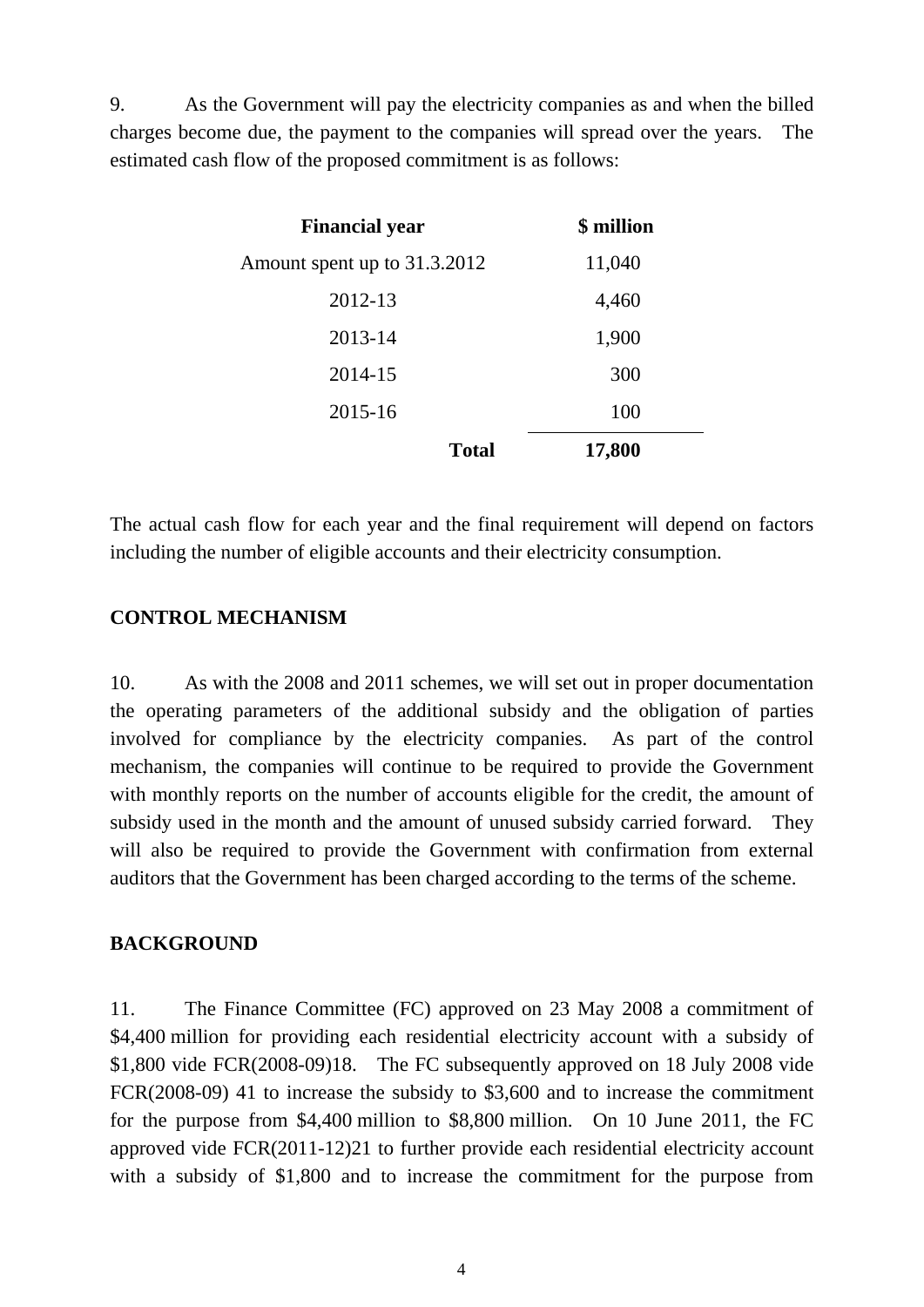9. As the Government will pay the electricity companies as and when the billed charges become due, the payment to the companies will spread over the years. The estimated cash flow of the proposed commitment is as follows:

| Financial year | $ million |
|---|---|
| Amount spent up to 31.3.2012 | 11,040 |
| 2012-13 | 4,460 |
| 2013-14 | 1,900 |
| 2014-15 | 300 |
| 2015-16 | 100 |
| **Total** | **17,800** |

The actual cash flow for each year and the final requirement will depend on factors including the number of eligible accounts and their electricity consumption.

## CONTROL MECHANISM

10. As with the 2008 and 2011 schemes, we will set out in proper documentation the operating parameters of the additional subsidy and the obligation of parties involved for compliance by the electricity companies. As part of the control mechanism, the companies will continue to be required to provide the Government with monthly reports on the number of accounts eligible for the credit, the amount of subsidy used in the month and the amount of unused subsidy carried forward. They will also be required to provide the Government with confirmation from external auditors that the Government has been charged according to the terms of the scheme.

## BACKGROUND

11. The Finance Committee (FC) approved on 23 May 2008 a commitment of $4,400 million for providing each residential electricity account with a subsidy of $1,800 vide FCR(2008-09)18. The FC subsequently approved on 18 July 2008 vide FCR(2008-09) 41 to increase the subsidy to $3,600 and to increase the commitment for the purpose from $4,400 million to $8,800 million. On 10 June 2011, the FC approved vide FCR(2011-12)21 to further provide each residential electricity account with a subsidy of $1,800 and to increase the commitment for the purpose from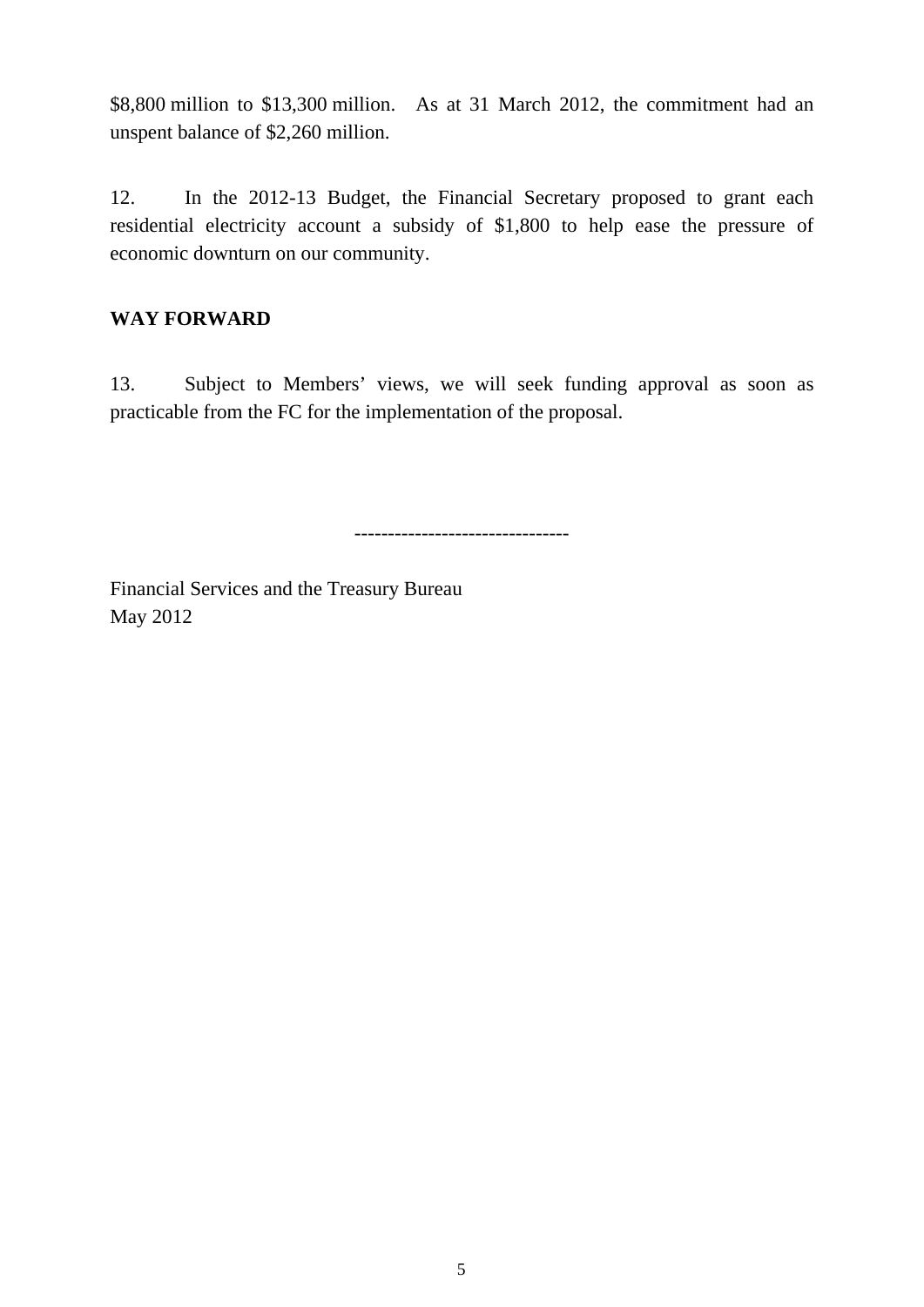$8,800 million to $13,300 million. As at 31 March 2012, the commitment had an unspent balance of $2,260 million.

12. In the 2012-13 Budget, the Financial Secretary proposed to grant each residential electricity account a subsidy of $1,800 to help ease the pressure of economic downturn on our community.

**WAY FORWARD**

13. Subject to Members' views, we will seek funding approval as soon as practicable from the FC for the implementation of the proposal.

--------------------------------

Financial Services and the Treasury Bureau
May 2012